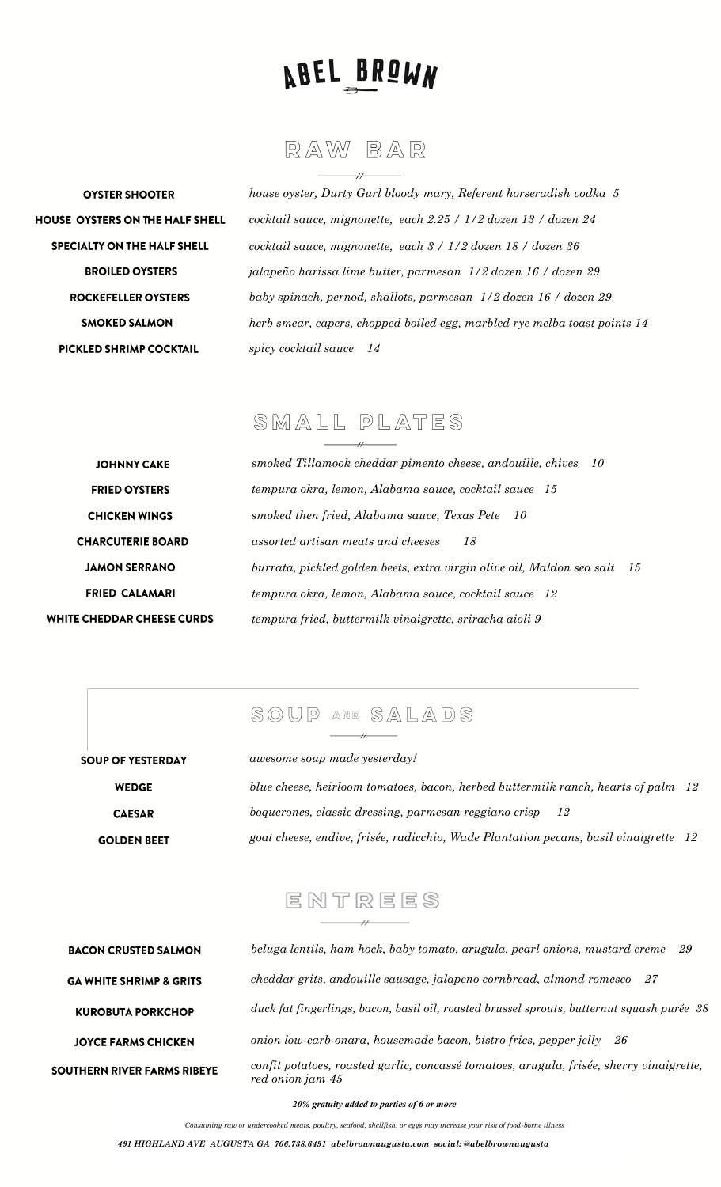# ABEL BROWN

## RAW BAR

**OYSTER SHOOTER** *house oyster, Durty Gurl bloody mary, Referent horseradish vodka 5*

**HOUSE OYSTERS ON THE HALF SHELL** *cocktail sauce, mignonette, each 2.25 / 1/2 dozen 13 / dozen 24*

**SPECIALTY ON THE HALF SHELL** *cocktail sauce, mignonette, each 3 / 1/2 dozen 18 / dozen 36*

**BROILED OYSTERS** *jalapeño harissa lime butter, parmesan 1/2 dozen 16 / dozen 29*

**ROCKEFELLER OYSTERS** *baby spinach, pernod, shallots, parmesan 1/2 dozen 16 / dozen 29*

**SMOKED SALMON** *herb smear, capers, chopped boiled egg, marbled rye melba toast points 14*

**PICKLED SHRIMP COCKTAIL** *spicy cocktail sauce 14*

## SMALL PLATES

**JOHNNY CAKE** *smoked Tillamook cheddar pimento cheese, andouille, chives 10*

**FRIED OYSTERS** *tempura okra, lemon, Alabama sauce, cocktail sauce 15*

**CHICKEN WINGS** *smoked then fried, Alabama sauce, Texas Pete 10*

**CHARCUTERIE BOARD** *assorted artisan meats and cheeses 18*

**JAMON SERRANO** *burrata, pickled golden beets, extra virgin olive oil, Maldon sea salt 15*

**FRIED CALAMARI** *tempura okra, lemon, Alabama sauce, cocktail sauce 12*

**WHITE CHEDDAR CHEESE CURDS** *tempura fried, buttermilk vinaigrette, sriracha aioli 9*

## SOUP AND SALADS

**SOUP OF YESTERDAY** *awesome soup made yesterday!*

**WEDGE** *blue cheese, heirloom tomatoes, bacon, herbed buttermilk ranch, hearts of palm 12*

**CAESAR** *boquerones, classic dressing, parmesan reggiano crisp 12*

**GOLDEN BEET** *goat cheese, endive, frisée, radicchio, Wade Plantation pecans, basil vinaigrette 12*

## ENTREES

**BACON CRUSTED SALMON** *beluga lentils, ham hock, baby tomato, arugula, pearl onions, mustard creme 29*

**GA WHITE SHRIMP & GRITS** *cheddar grits, andouille sausage, jalapeno cornbread, almond romesco 27*

**KUROBUTA PORKCHOP** *duck fat fingerlings, bacon, basil oil, roasted brussel sprouts, butternut squash purée 38*

**JOYCE FARMS CHICKEN** *onion low-carb-onara, housemade bacon, bistro fries, pepper jelly 26*

**SOUTHERN RIVER FARMS RIBEYE** *confit potatoes, roasted garlic, concassé tomatoes, arugula, frisée, sherry vinaigrette, red onion jam 45*

***20% gratuity added to parties of 6 or more***

*Consuming raw or undercooked meats, poultry, seafood, shellfish, or eggs may increase your risk of food-borne illness*

***491 HIGHLAND AVE AUGUSTA GA 706.738.6491 abelbrownaugusta.com social: @abelbrownaugusta***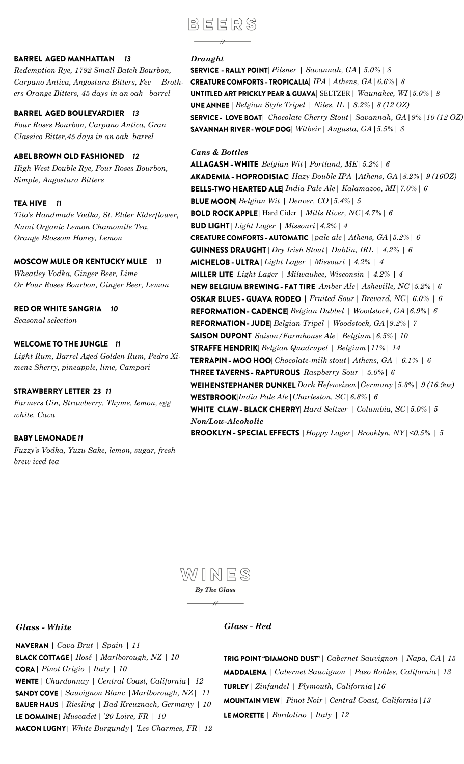## BARREL AGED MANHATTAN *13*

*Redemption Rye, 1792 Small Batch Bourbon, Carpano Antica, Angostura Bitters, Fee Brothers Orange Bitters, 45 days in an oak barrel*

## BARREL AGED BOULEVARDIER *13*

*Four Roses Bourbon, Carpano Antica, Gran Classico Bitter,45 days in an oak barrel*

## ABEL BROWN OLD FASHIONED *12*

*High West Double Rye, Four Roses Bourbon, Simple, Angostura Bitters*

## TEA HIVE *11*

*Tito's Handmade Vodka, St. Elder Elderflower, Numi Organic Lemon Chamomile Tea, Orange Blossom Honey, Lemon*

## MOSCOW MULE OR KENTUCKY MULE *11*

*Wheatley Vodka, Ginger Beer, Lime Or Four Roses Bourbon, Ginger Beer, Lemon*

## RED OR WHITE SANGRIA *10*

*Seasonal selection*

## WELCOME TO THE JUNGLE *11*

*Light Rum, Barrel Aged Golden Rum, Pedro Ximenz Sherry, pineapple, lime, Campari*

## STRAWBERRY LETTER 23 *11*

*Farmers Gin, Strawberry, Thyme, lemon, egg white, Cava*

## BABY LEMONADE *11*

*Fuzzy's Vodka, Yuzu Sake, lemon, sugar, fresh brew iced tea*

# BEERS

### *Draught*

**SERVICE - RALLY POINT**| *Pilsner | Savannah, GA | 5.0% | 8*
**CREATURE COMFORTS - TROPICALIA**| *IPA | Athens, GA | 6.6% | 8*
**UNTITLED ART PRICKLY PEAR & GUAVA**| SELTZER | *Waunakee, WI | 5.0% | 8*
**UNE ANNEE** | *Belgian Style Tripel | Niles, IL | 8.2% | 8 (12 OZ)*
**SERVICE - LOVE BOAT**| *Chocolate Cherry Stout | Savannah, GA | 9% | 10 (12 OZ)*
**SAVANNAH RIVER - WOLF DOG**| *Witbeir | Augusta, GA | 5.5% | 8*

### *Cans & Bottles*

**ALLAGASH - WHITE**| *Belgian Wit | Portland, ME | 5.2% | 6*
**AKADEMIA - HOPRODISIAC**| *Hazy Double IPA | Athens, GA | 8.2% | 9 (16OZ)*
**BELLS-TWO HEARTED ALE**| *India Pale Ale | Kalamazoo, MI | 7.0% | 6*
**BLUE MOON**| *Belgian Wit | Denver, CO | 5.4% | 5*
**BOLD ROCK APPLE** | Hard Cider | *Mills River, NC | 4.7% | 6*
**BUD LIGHT** | *Light Lager | Missouri | 4.2% | 4*
**CREATURE COMFORTS - AUTOMATIC** | *pale ale | Athens, GA | 5.2% | 6*
**GUINNESS DRAUGHT** | *Dry Irish Stout | Dublin, IRL | 4.2% | 6*
**MICHELOB - ULTRA** | *Light Lager | Missouri | 4.2% | 4*
**MILLER LITE**| *Light Lager | Milwaukee, Wisconsin | 4.2% | 4*
**NEW BELGIUM BREWING - FAT TIRE**| *Amber Ale | Asheville, NC | 5.2% | 6*
**OSKAR BLUES - GUAVA RODEO** | *Fruited Sour | Brevard, NC | 6.0% | 6*
**REFORMATION - CADENCE**| *Belgian Dubbel | Woodstock, GA | 6.9% | 6*
**REFORMATION - JUDE**| *Belgian Tripel | Woodstock, GA | 9.2% | 7*
**SAISON DUPONT**| *Saison/Farmhouse Ale | Belgium | 6.5% | 10*
**STRAFFE HENDRIK**| *Belgian Quadrupel | Belgium | 11% | 14*
**TERRAPIN - MOO HOO**| *Chocolate-milk stout | Athens, GA | 6.1% | 6*
**THREE TAVERNS - RAPTUROUS**| *Raspberry Sour | 5.0% | 6*
**WEIHENSTEPHANER DUNKEL**|*Dark Hefeweizen | Germany | 5.3% | 9 (16.9oz)*
**WESTBROOK**|*India Pale Ale | Charleston, SC | 6.8% | 6*
**WHITE CLAW - BLACK CHERRY**| *Hard Seltzer | Columbia, SC | 5.0% | 5*

### *Non/Low-Alcoholic*

**BROOKLYN - SPECIAL EFFECTS** | *Hoppy Lager | Brooklyn, NY | <0.5% | 5*

# WINES

*By The Glass*

### *Glass - White*

**NAVERAN** | *Cava Brut | Spain | 11*
**BLACK COTTAGE** | *Rosé | Marlborough, NZ | 10*
**CORA** | *Pinot Grigio | Italy | 10*
**WENTE** | *Chardonnay | Central Coast, California | 12*
**SANDY COVE** | *Sauvignon Blanc | Marlborough, NZ | 11*
**BAUER HAUS** | *Riesling | Bad Kreuznach, Germany | 10*
**LE DOMAINE** | *Muscadet | '20 Loire, FR | 10*
**MACON LUGNY** | *White Burgundy | 'Les Charmes, FR | 12*

### *Glass - Red*

**TRIG POINT "DIAMOND DUST"** | *Cabernet Sauvignon | Napa, CA | 15*
**MADDALENA** | *Cabernet Sauvignon | Paso Robles, California | 13*
**TURLEY** | *Zinfandel | Plymouth, California | 16*
**MOUNTAIN VIEW** | *Pinot Noir | Central Coast, California | 13*
**LE MORETTE** | *Bordolino | Italy | 12*